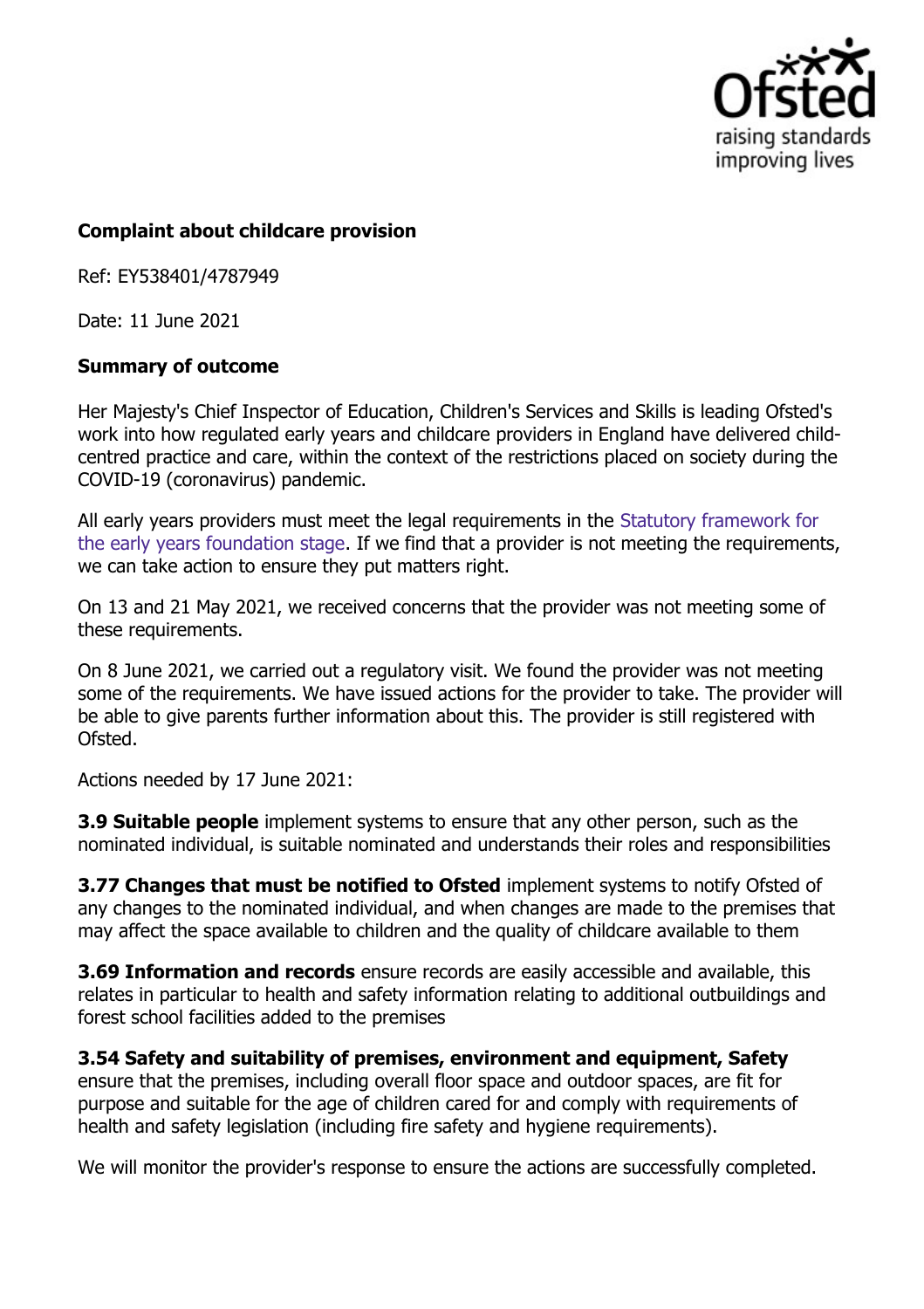## Complaint about childcare provision

Ref: EY538401/4787949

Date: 11 June 2021

### Summary of outcome

Her Majesty's Chief Inspector of Education, Children's Services and Skills is leading Ofsted's work into how regulated early years and childcare providers in England have delivered child-centred practice and care, within the context of the restrictions placed on society during the COVID-19 (coronavirus) pandemic.

All early years providers must meet the legal requirements in the Statutory framework for the early years foundation stage. If we find that a provider is not meeting the requirements, we can take action to ensure they put matters right.

On 13 and 21 May 2021, we received concerns that the provider was not meeting some of these requirements.

On 8 June 2021, we carried out a regulatory visit. We found the provider was not meeting some of the requirements. We have issued actions for the provider to take. The provider will be able to give parents further information about this. The provider is still registered with Ofsted.

Actions needed by 17 June 2021:

**3.9 Suitable people** implement systems to ensure that any other person, such as the nominated individual, is suitable nominated and understands their roles and responsibilities

**3.77 Changes that must be notified to Ofsted** implement systems to notify Ofsted of any changes to the nominated individual, and when changes are made to the premises that may affect the space available to children and the quality of childcare available to them

**3.69 Information and records** ensure records are easily accessible and available, this relates in particular to health and safety information relating to additional outbuildings and forest school facilities added to the premises

**3.54 Safety and suitability of premises, environment and equipment, Safety** ensure that the premises, including overall floor space and outdoor spaces, are fit for purpose and suitable for the age of children cared for and comply with requirements of health and safety legislation (including fire safety and hygiene requirements).

We will monitor the provider's response to ensure the actions are successfully completed.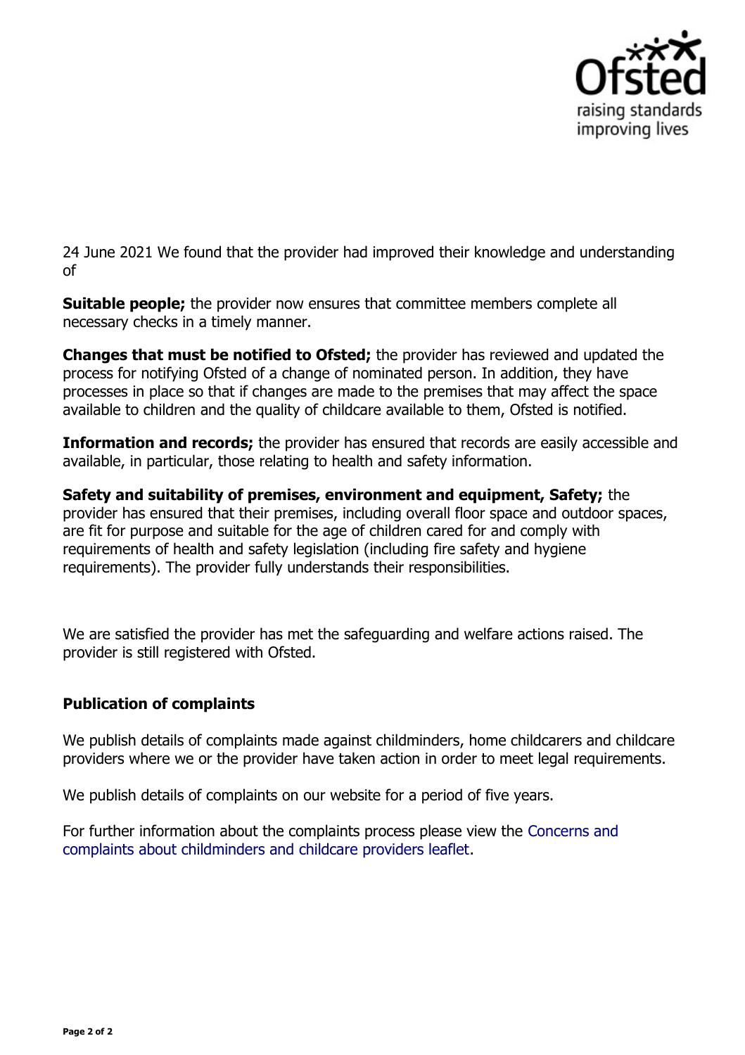24 June 2021 We found that the provider had improved their knowledge and understanding of

**Suitable people;** the provider now ensures that committee members complete all necessary checks in a timely manner.

**Changes that must be notified to Ofsted;** the provider has reviewed and updated the process for notifying Ofsted of a change of nominated person. In addition, they have processes in place so that if changes are made to the premises that may affect the space available to children and the quality of childcare available to them, Ofsted is notified.

**Information and records;** the provider has ensured that records are easily accessible and available, in particular, those relating to health and safety information.

**Safety and suitability of premises, environment and equipment, Safety;** the provider has ensured that their premises, including overall floor space and outdoor spaces, are fit for purpose and suitable for the age of children cared for and comply with requirements of health and safety legislation (including fire safety and hygiene requirements). The provider fully understands their responsibilities.

We are satisfied the provider has met the safeguarding and welfare actions raised. The provider is still registered with Ofsted.

### Publication of complaints

We publish details of complaints made against childminders, home childcarers and childcare providers where we or the provider have taken action in order to meet legal requirements.

We publish details of complaints on our website for a period of five years.

For further information about the complaints process please view the Concerns and complaints about childminders and childcare providers leaflet.